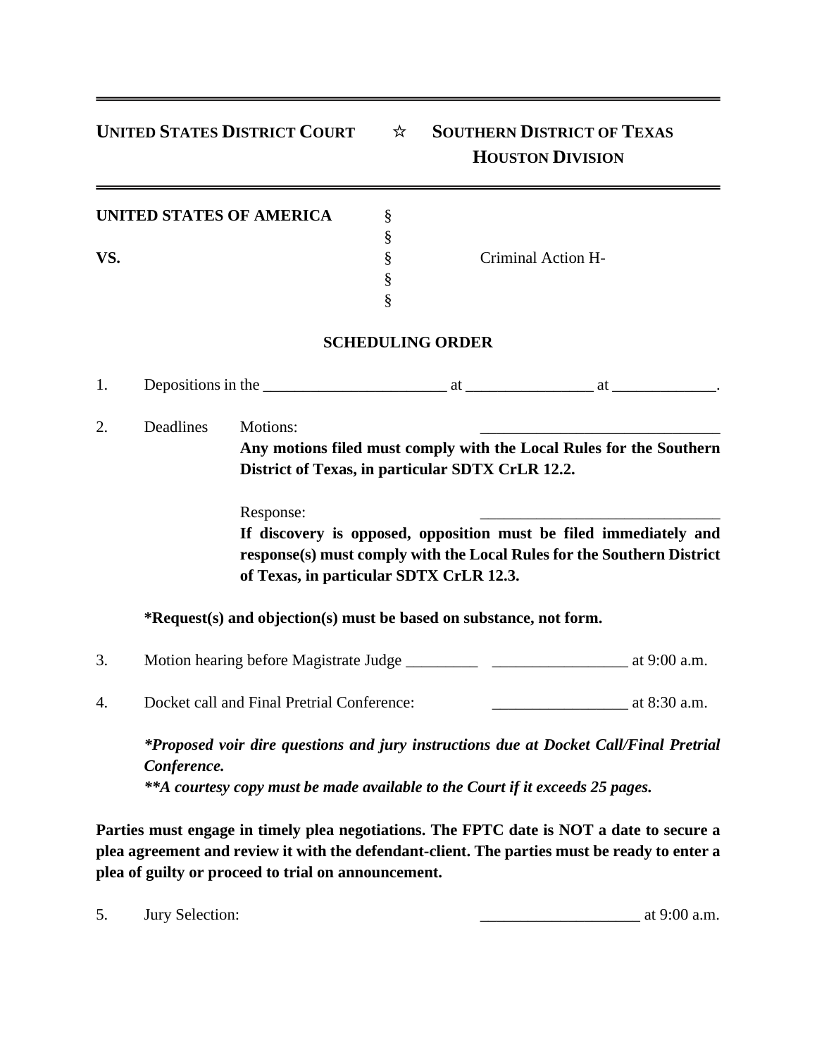**UNITED STATES DISTRICT COURT** ☆ **SOUTHERN DISTRICT OF TEXAS**
**HOUSTON DIVISION**

---

| | | |
|---|---|---|
| **UNITED STATES OF AMERICA** | § | |
| | § | |
| **VS.** | § | Criminal Action H- |
| | § | |
| | § | |

## SCHEDULING ORDER

1. Depositions in the _______________________ at ________________ at _____________.

2. Deadlines Motions: ______________________________

   **Any motions filed must comply with the Local Rules for the Southern District of Texas, in particular SDTX CrLR 12.2.**

   Response: ______________________________

   **If discovery is opposed, opposition must be filed immediately and response(s) must comply with the Local Rules for the Southern District of Texas, in particular SDTX CrLR 12.3.**

   **\*Request(s) and objection(s) must be based on substance, not form.**

3. Motion hearing before Magistrate Judge _________ _________________ at 9:00 a.m.

4. Docket call and Final Pretrial Conference: _________________ at 8:30 a.m.

   ***\*Proposed voir dire questions and jury instructions due at Docket Call/Final Pretrial Conference.***
   ***\*\*A courtesy copy must be made available to the Court if it exceeds 25 pages.***

**Parties must engage in timely plea negotiations. The FPTC date is NOT a date to secure a plea agreement and review it with the defendant-client. The parties must be ready to enter a plea of guilty or proceed to trial on announcement.**

5. Jury Selection: ____________________ at 9:00 a.m.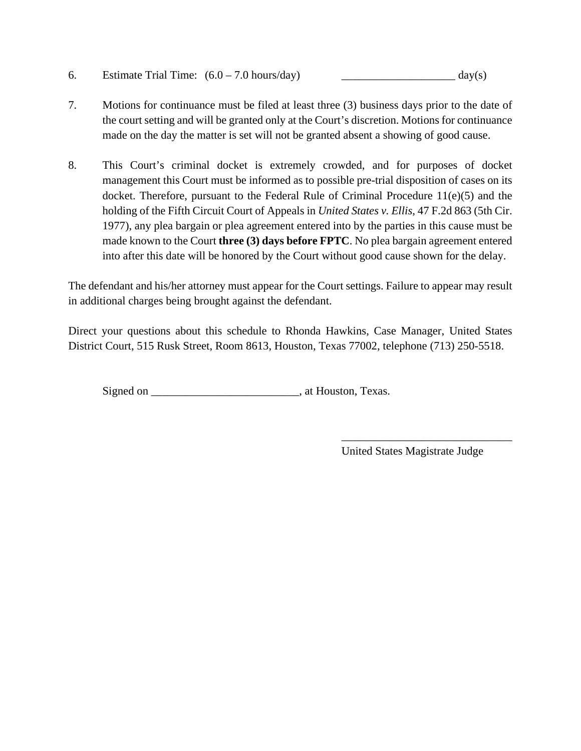6. Estimate Trial Time: (6.0 – 7.0 hours/day) ____________________ day(s)

7. Motions for continuance must be filed at least three (3) business days prior to the date of the court setting and will be granted only at the Court's discretion. Motions for continuance made on the day the matter is set will not be granted absent a showing of good cause.

8. This Court's criminal docket is extremely crowded, and for purposes of docket management this Court must be informed as to possible pre-trial disposition of cases on its docket. Therefore, pursuant to the Federal Rule of Criminal Procedure 11(e)(5) and the holding of the Fifth Circuit Court of Appeals in *United States v. Ellis*, 47 F.2d 863 (5th Cir. 1977), any plea bargain or plea agreement entered into by the parties in this cause must be made known to the Court **three (3) days before FPTC**. No plea bargain agreement entered into after this date will be honored by the Court without good cause shown for the delay.

The defendant and his/her attorney must appear for the Court settings. Failure to appear may result in additional charges being brought against the defendant.

Direct your questions about this schedule to Rhonda Hawkins, Case Manager, United States District Court, 515 Rusk Street, Room 8613, Houston, Texas 77002, telephone (713) 250-5518.

Signed on __________________________, at Houston, Texas.

_______________________________
United States Magistrate Judge